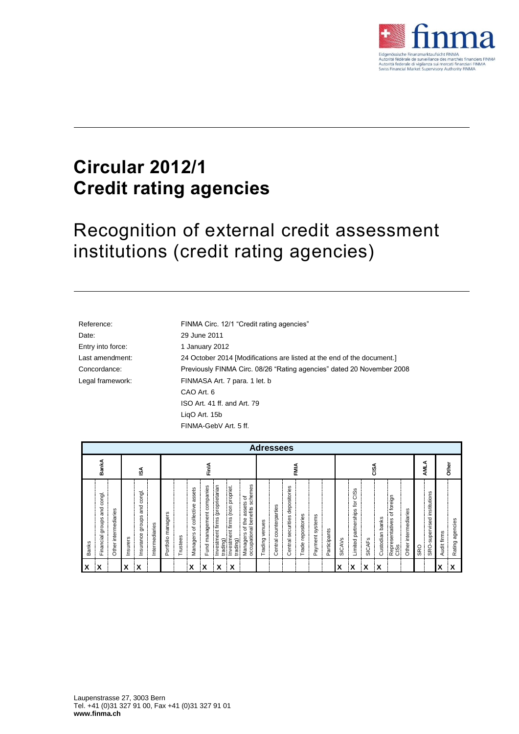# Circular 2012/1
# Credit rating agencies

## Recognition of external credit assessment institutions (credit rating agencies)

| | |
|---|---|
| Reference: | FINMA Circ. 12/1 "Credit rating agencies" |
| Date: | 29 June 2011 |
| Entry into force: | 1 January 2012 |
| Last amendment: | 24 October 2014 [Modifications are listed at the end of the document.] |
| Concordance: | Previously FINMA Circ. 08/26 "Rating agencies" dated 20 November 2008 |
| Legal framework: | FINMASA Art. 7 para. 1 let. b<br>CAO Art. 6<br>ISO Art. 41 ff. and Art. 79<br>LiqO Art. 15b<br>FINMA-GebV Art. 5 ff. |

| Adressees | | | | | | | | | | | | | | | | | | | | | | | | | | | | |
|---|---|---|---|---|---|---|---|---|---|---|---|---|---|---|---|---|---|---|---|---|---|---|---|---|---|---|---|---|
| BankA | | | ISA | | | FinIA | | | | | | | FMIA | | | | | | CISA | | | | | | AMLA | | Other | |
| Banks | Financial groups and congl. | Other intermediaries | Insurers | Insurance groups and congl. | Intermediaries | Portfolio managers | Trustees | Managers of collective assets | Fund management companies | Investment firms (proprietarian trading) | Investment firms (non propriet. trading) | Managers of the assets of occupational benefits schemes | Trading venues | Central counterparties | Central securities depositories | Trade repositories | Payment systems | Participants | SICAVs | Limited partnerships for CISs | SICAFs | Custodian banks | Representatives of foreign CISs | Other intermediaries | SRO | SRO-supervised institutions | Audit firms | Rating agencies |
| X | X | | X | X | | | | X | X | X | X | | | | | | | | X | X | X | X | | | | | X | X |

Laupenstrasse 27, 3003 Bern
Tel. +41 (0)31 327 91 00, Fax +41 (0)31 327 91 01
**www.finma.ch**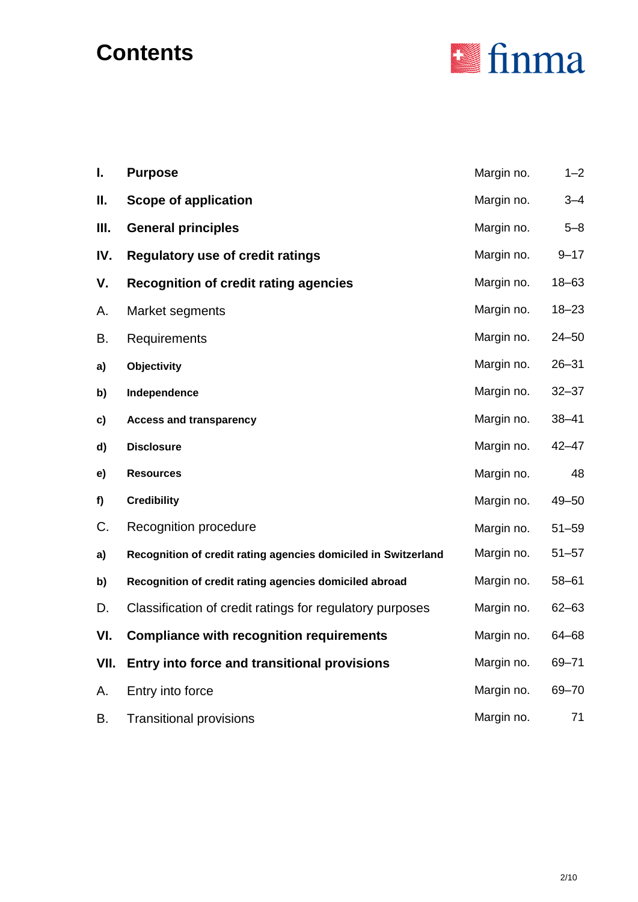# Contents

| | | | |
|---|---|---|---|
| **I.** | **Purpose** | Margin no. | 1–2 |
| **II.** | **Scope of application** | Margin no. | 3–4 |
| **III.** | **General principles** | Margin no. | 5–8 |
| **IV.** | **Regulatory use of credit ratings** | Margin no. | 9–17 |
| **V.** | **Recognition of credit rating agencies** | Margin no. | 18–63 |
| A. | Market segments | Margin no. | 18–23 |
| B. | Requirements | Margin no. | 24–50 |
| **a)** | **Objectivity** | Margin no. | 26–31 |
| **b)** | **Independence** | Margin no. | 32–37 |
| **c)** | **Access and transparency** | Margin no. | 38–41 |
| **d)** | **Disclosure** | Margin no. | 42–47 |
| **e)** | **Resources** | Margin no. | 48 |
| **f)** | **Credibility** | Margin no. | 49–50 |
| C. | Recognition procedure | Margin no. | 51–59 |
| **a)** | **Recognition of credit rating agencies domiciled in Switzerland** | Margin no. | 51–57 |
| **b)** | **Recognition of credit rating agencies domiciled abroad** | Margin no. | 58–61 |
| D. | Classification of credit ratings for regulatory purposes | Margin no. | 62–63 |
| **VI.** | **Compliance with recognition requirements** | Margin no. | 64–68 |
| **VII.** | **Entry into force and transitional provisions** | Margin no. | 69–71 |
| A. | Entry into force | Margin no. | 69–70 |
| B. | Transitional provisions | Margin no. | 71 |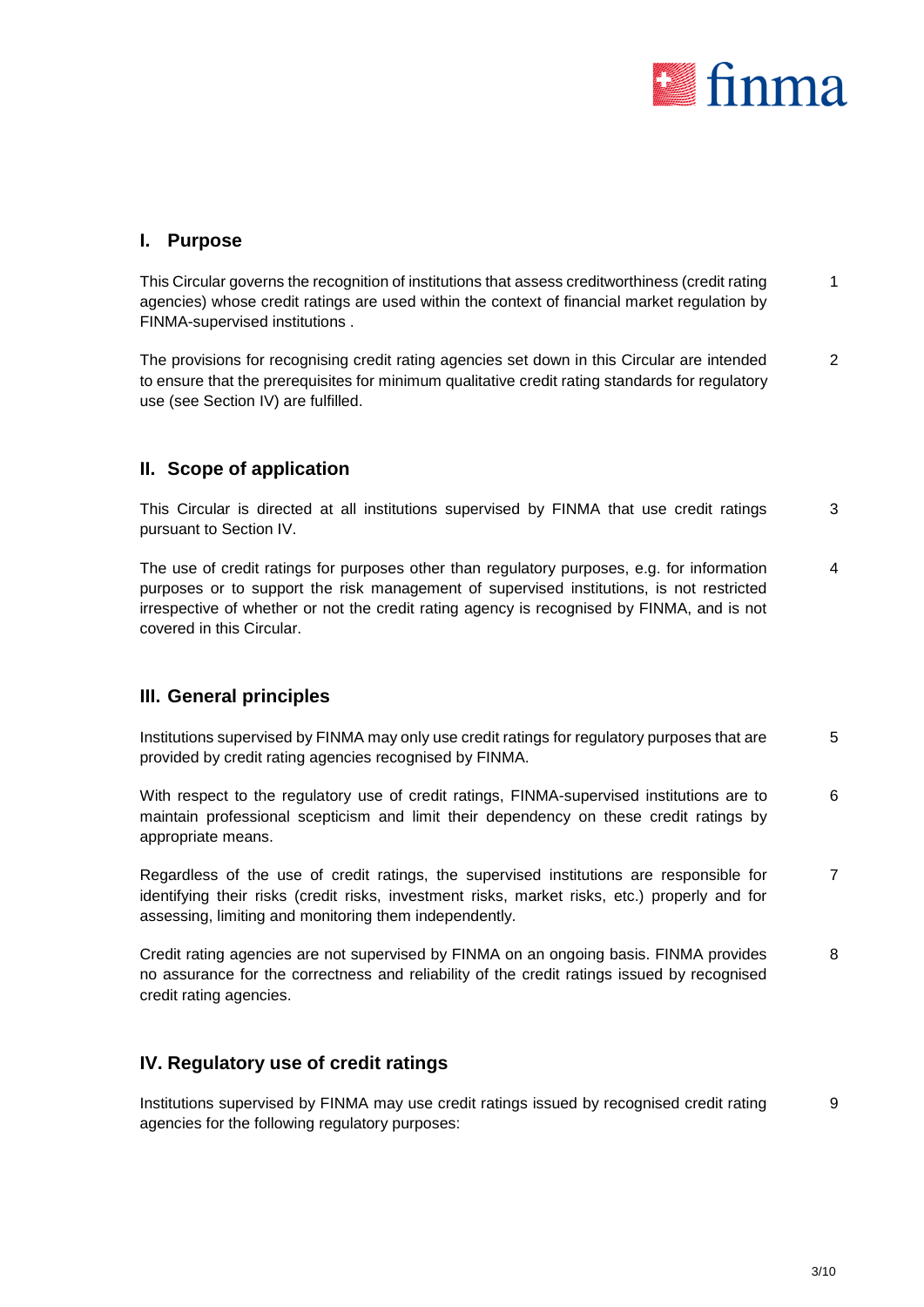## I. Purpose

This Circular governs the recognition of institutions that assess creditworthiness (credit rating agencies) whose credit ratings are used within the context of financial market regulation by FINMA-supervised institutions . 1

The provisions for recognising credit rating agencies set down in this Circular are intended to ensure that the prerequisites for minimum qualitative credit rating standards for regulatory use (see Section IV) are fulfilled. 2

## II. Scope of application

This Circular is directed at all institutions supervised by FINMA that use credit ratings pursuant to Section IV. 3

The use of credit ratings for purposes other than regulatory purposes, e.g. for information purposes or to support the risk management of supervised institutions, is not restricted irrespective of whether or not the credit rating agency is recognised by FINMA, and is not covered in this Circular. 4

## III. General principles

Institutions supervised by FINMA may only use credit ratings for regulatory purposes that are provided by credit rating agencies recognised by FINMA. 5

With respect to the regulatory use of credit ratings, FINMA-supervised institutions are to maintain professional scepticism and limit their dependency on these credit ratings by appropriate means. 6

Regardless of the use of credit ratings, the supervised institutions are responsible for identifying their risks (credit risks, investment risks, market risks, etc.) properly and for assessing, limiting and monitoring them independently. 7

Credit rating agencies are not supervised by FINMA on an ongoing basis. FINMA provides no assurance for the correctness and reliability of the credit ratings issued by recognised credit rating agencies. 8

## IV. Regulatory use of credit ratings

Institutions supervised by FINMA may use credit ratings issued by recognised credit rating agencies for the following regulatory purposes: 9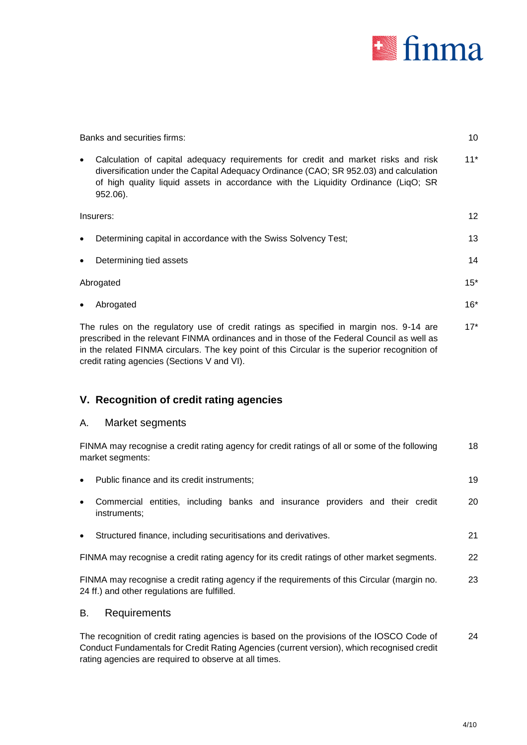Banks and securities firms: 10

- Calculation of capital adequacy requirements for credit and market risks and risk diversification under the Capital Adequacy Ordinance (CAO; SR 952.03) and calculation of high quality liquid assets in accordance with the Liquidity Ordinance (LiqO; SR 952.06). 11*

Insurers: 12

- Determining capital in accordance with the Swiss Solvency Test; 13
- Determining tied assets 14

Abrogated 15*

- Abrogated 16*

The rules on the regulatory use of credit ratings as specified in margin nos. 9-14 are prescribed in the relevant FINMA ordinances and in those of the Federal Council as well as in the related FINMA circulars. The key point of this Circular is the superior recognition of credit rating agencies (Sections V and VI). 17*

## V. Recognition of credit rating agencies

### A. Market segments

FINMA may recognise a credit rating agency for credit ratings of all or some of the following market segments: 18

- Public finance and its credit instruments; 19
- Commercial entities, including banks and insurance providers and their credit instruments; 20
- Structured finance, including securitisations and derivatives. 21

FINMA may recognise a credit rating agency for its credit ratings of other market segments. 22

FINMA may recognise a credit rating agency if the requirements of this Circular (margin no. 24 ff.) and other regulations are fulfilled. 23

### B. Requirements

The recognition of credit rating agencies is based on the provisions of the IOSCO Code of Conduct Fundamentals for Credit Rating Agencies (current version), which recognised credit rating agencies are required to observe at all times. 24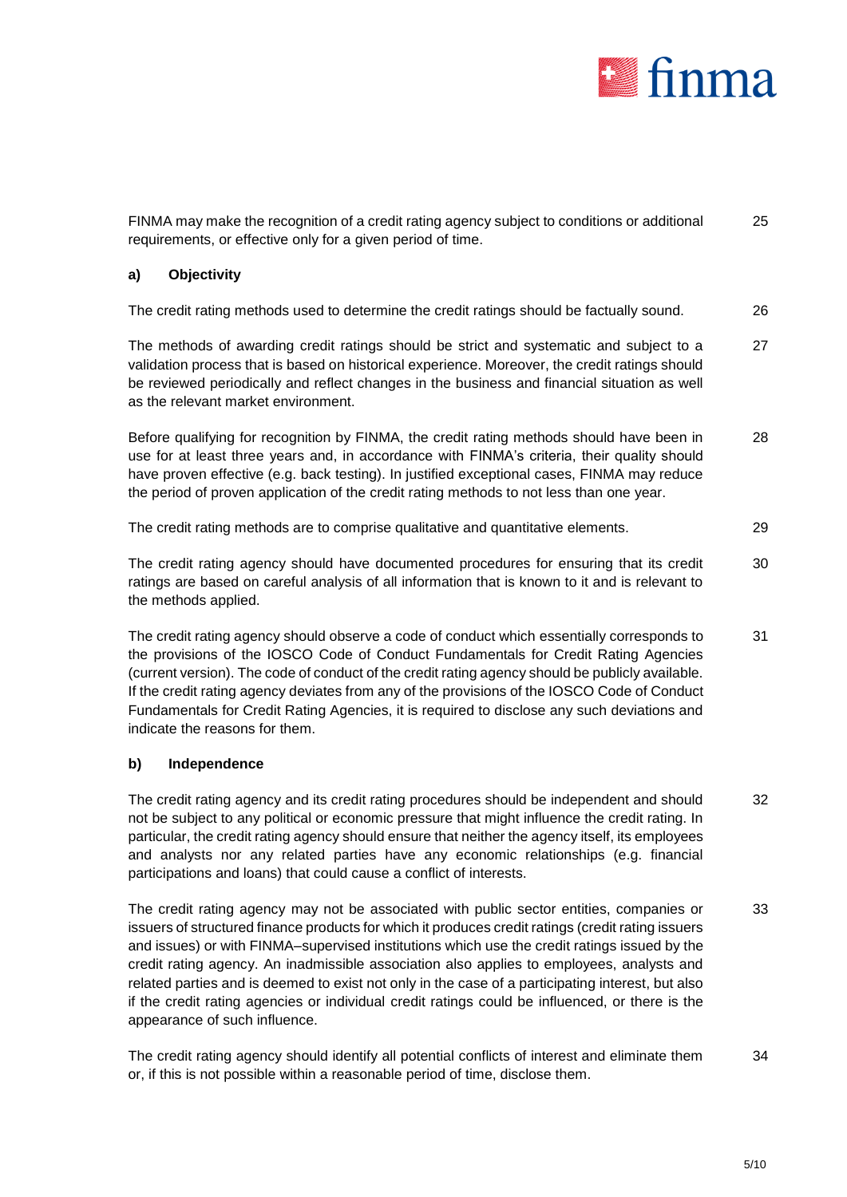FINMA may make the recognition of a credit rating agency subject to conditions or additional requirements, or effective only for a given period of time. 25

### a) Objectivity

The credit rating methods used to determine the credit ratings should be factually sound. 26

The methods of awarding credit ratings should be strict and systematic and subject to a validation process that is based on historical experience. Moreover, the credit ratings should be reviewed periodically and reflect changes in the business and financial situation as well as the relevant market environment. 27

Before qualifying for recognition by FINMA, the credit rating methods should have been in use for at least three years and, in accordance with FINMA's criteria, their quality should have proven effective (e.g. back testing). In justified exceptional cases, FINMA may reduce the period of proven application of the credit rating methods to not less than one year. 28

The credit rating methods are to comprise qualitative and quantitative elements. 29

The credit rating agency should have documented procedures for ensuring that its credit ratings are based on careful analysis of all information that is known to it and is relevant to the methods applied. 30

The credit rating agency should observe a code of conduct which essentially corresponds to the provisions of the IOSCO Code of Conduct Fundamentals for Credit Rating Agencies (current version). The code of conduct of the credit rating agency should be publicly available. If the credit rating agency deviates from any of the provisions of the IOSCO Code of Conduct Fundamentals for Credit Rating Agencies, it is required to disclose any such deviations and indicate the reasons for them. 31

### b) Independence

The credit rating agency and its credit rating procedures should be independent and should not be subject to any political or economic pressure that might influence the credit rating. In particular, the credit rating agency should ensure that neither the agency itself, its employees and analysts nor any related parties have any economic relationships (e.g. financial participations and loans) that could cause a conflict of interests. 32

The credit rating agency may not be associated with public sector entities, companies or issuers of structured finance products for which it produces credit ratings (credit rating issuers and issues) or with FINMA–supervised institutions which use the credit ratings issued by the credit rating agency. An inadmissible association also applies to employees, analysts and related parties and is deemed to exist not only in the case of a participating interest, but also if the credit rating agencies or individual credit ratings could be influenced, or there is the appearance of such influence. 33

The credit rating agency should identify all potential conflicts of interest and eliminate them or, if this is not possible within a reasonable period of time, disclose them. 34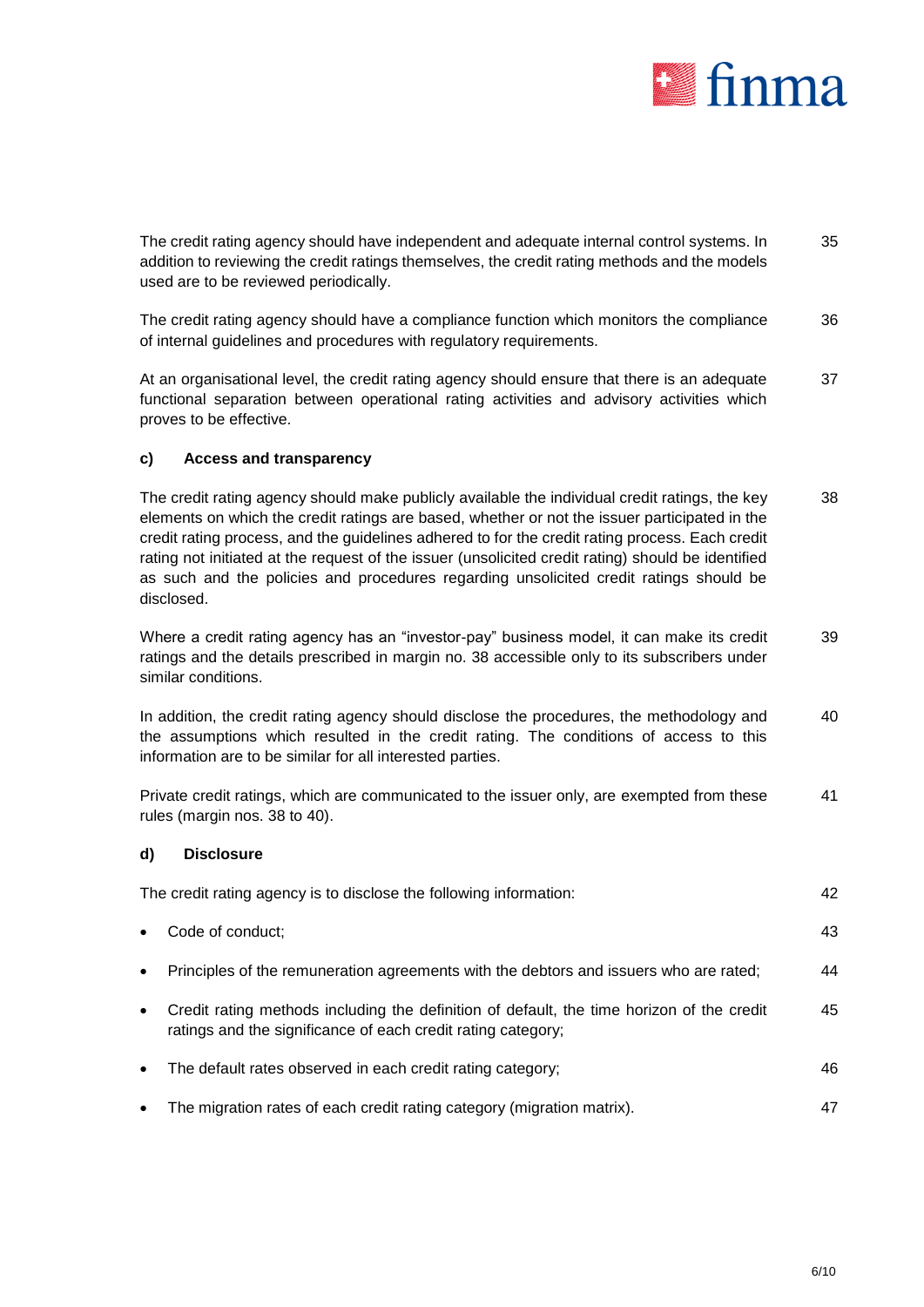The credit rating agency should have independent and adequate internal control systems. In addition to reviewing the credit ratings themselves, the credit rating methods and the models used are to be reviewed periodically. 35

The credit rating agency should have a compliance function which monitors the compliance of internal guidelines and procedures with regulatory requirements. 36

At an organisational level, the credit rating agency should ensure that there is an adequate functional separation between operational rating activities and advisory activities which proves to be effective. 37

#### c) Access and transparency

The credit rating agency should make publicly available the individual credit ratings, the key elements on which the credit ratings are based, whether or not the issuer participated in the credit rating process, and the guidelines adhered to for the credit rating process. Each credit rating not initiated at the request of the issuer (unsolicited credit rating) should be identified as such and the policies and procedures regarding unsolicited credit ratings should be disclosed. 38

Where a credit rating agency has an "investor-pay" business model, it can make its credit ratings and the details prescribed in margin no. 38 accessible only to its subscribers under similar conditions. 39

In addition, the credit rating agency should disclose the procedures, the methodology and the assumptions which resulted in the credit rating. The conditions of access to this information are to be similar for all interested parties. 40

Private credit ratings, which are communicated to the issuer only, are exempted from these rules (margin nos. 38 to 40). 41

#### d) Disclosure

The credit rating agency is to disclose the following information: 42

- Code of conduct; 43
- Principles of the remuneration agreements with the debtors and issuers who are rated; 44
- Credit rating methods including the definition of default, the time horizon of the credit ratings and the significance of each credit rating category; 45
- The default rates observed in each credit rating category; 46
- The migration rates of each credit rating category (migration matrix). 47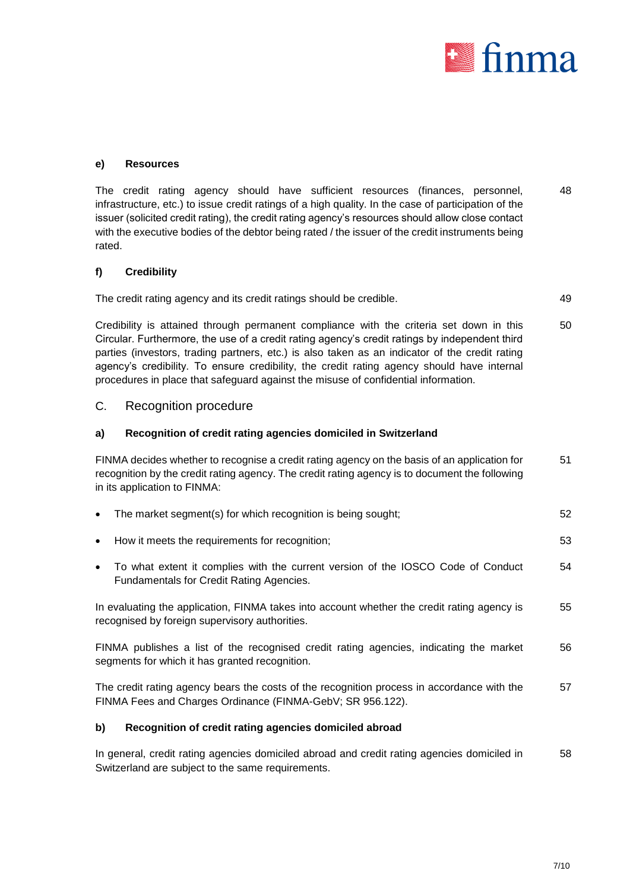#### e) Resources

The credit rating agency should have sufficient resources (finances, personnel, infrastructure, etc.) to issue credit ratings of a high quality. In the case of participation of the issuer (solicited credit rating), the credit rating agency's resources should allow close contact with the executive bodies of the debtor being rated / the issuer of the credit instruments being rated. 48

#### f) Credibility

The credit rating agency and its credit ratings should be credible. 49

Credibility is attained through permanent compliance with the criteria set down in this Circular. Furthermore, the use of a credit rating agency's credit ratings by independent third parties (investors, trading partners, etc.) is also taken as an indicator of the credit rating agency's credibility. To ensure credibility, the credit rating agency should have internal procedures in place that safeguard against the misuse of confidential information. 50

### C. Recognition procedure

#### a) Recognition of credit rating agencies domiciled in Switzerland

FINMA decides whether to recognise a credit rating agency on the basis of an application for recognition by the credit rating agency. The credit rating agency is to document the following in its application to FINMA: 51

- The market segment(s) for which recognition is being sought; 52
- How it meets the requirements for recognition; 53
- To what extent it complies with the current version of the IOSCO Code of Conduct Fundamentals for Credit Rating Agencies. 54

In evaluating the application, FINMA takes into account whether the credit rating agency is recognised by foreign supervisory authorities. 55

FINMA publishes a list of the recognised credit rating agencies, indicating the market segments for which it has granted recognition. 56

The credit rating agency bears the costs of the recognition process in accordance with the FINMA Fees and Charges Ordinance (FINMA-GebV; SR 956.122). 57

#### b) Recognition of credit rating agencies domiciled abroad

In general, credit rating agencies domiciled abroad and credit rating agencies domiciled in Switzerland are subject to the same requirements. 58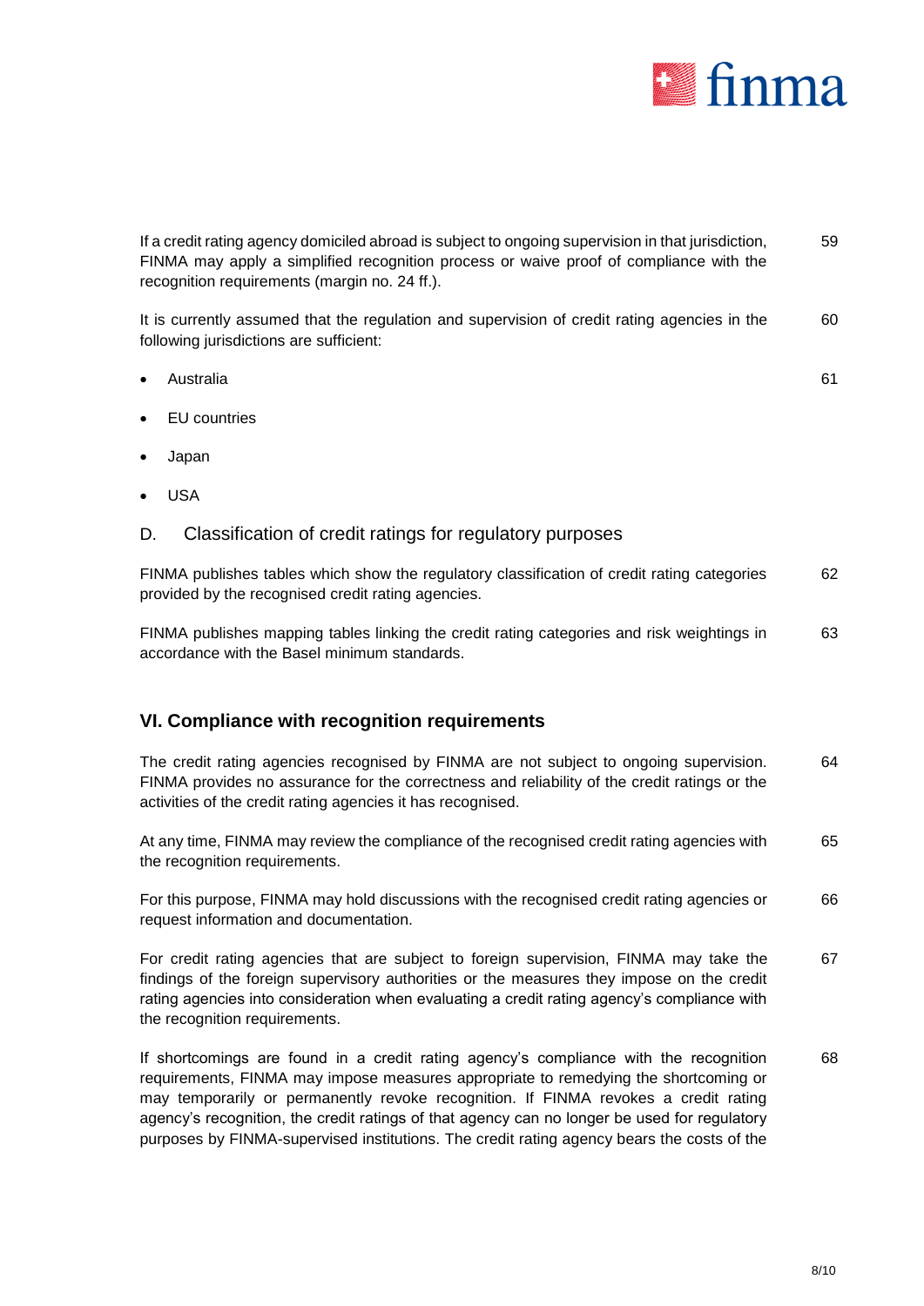If a credit rating agency domiciled abroad is subject to ongoing supervision in that jurisdiction, FINMA may apply a simplified recognition process or waive proof of compliance with the recognition requirements (margin no. 24 ff.). 59

It is currently assumed that the regulation and supervision of credit rating agencies in the following jurisdictions are sufficient: 60

- Australia 61
- EU countries
- Japan
- USA

### D. Classification of credit ratings for regulatory purposes

FINMA publishes tables which show the regulatory classification of credit rating categories provided by the recognised credit rating agencies. 62

FINMA publishes mapping tables linking the credit rating categories and risk weightings in accordance with the Basel minimum standards. 63

## VI. Compliance with recognition requirements

The credit rating agencies recognised by FINMA are not subject to ongoing supervision. FINMA provides no assurance for the correctness and reliability of the credit ratings or the activities of the credit rating agencies it has recognised. 64

At any time, FINMA may review the compliance of the recognised credit rating agencies with the recognition requirements. 65

For this purpose, FINMA may hold discussions with the recognised credit rating agencies or request information and documentation. 66

For credit rating agencies that are subject to foreign supervision, FINMA may take the findings of the foreign supervisory authorities or the measures they impose on the credit rating agencies into consideration when evaluating a credit rating agency's compliance with the recognition requirements. 67

If shortcomings are found in a credit rating agency's compliance with the recognition requirements, FINMA may impose measures appropriate to remedying the shortcoming or may temporarily or permanently revoke recognition. If FINMA revokes a credit rating agency's recognition, the credit ratings of that agency can no longer be used for regulatory purposes by FINMA-supervised institutions. The credit rating agency bears the costs of the 68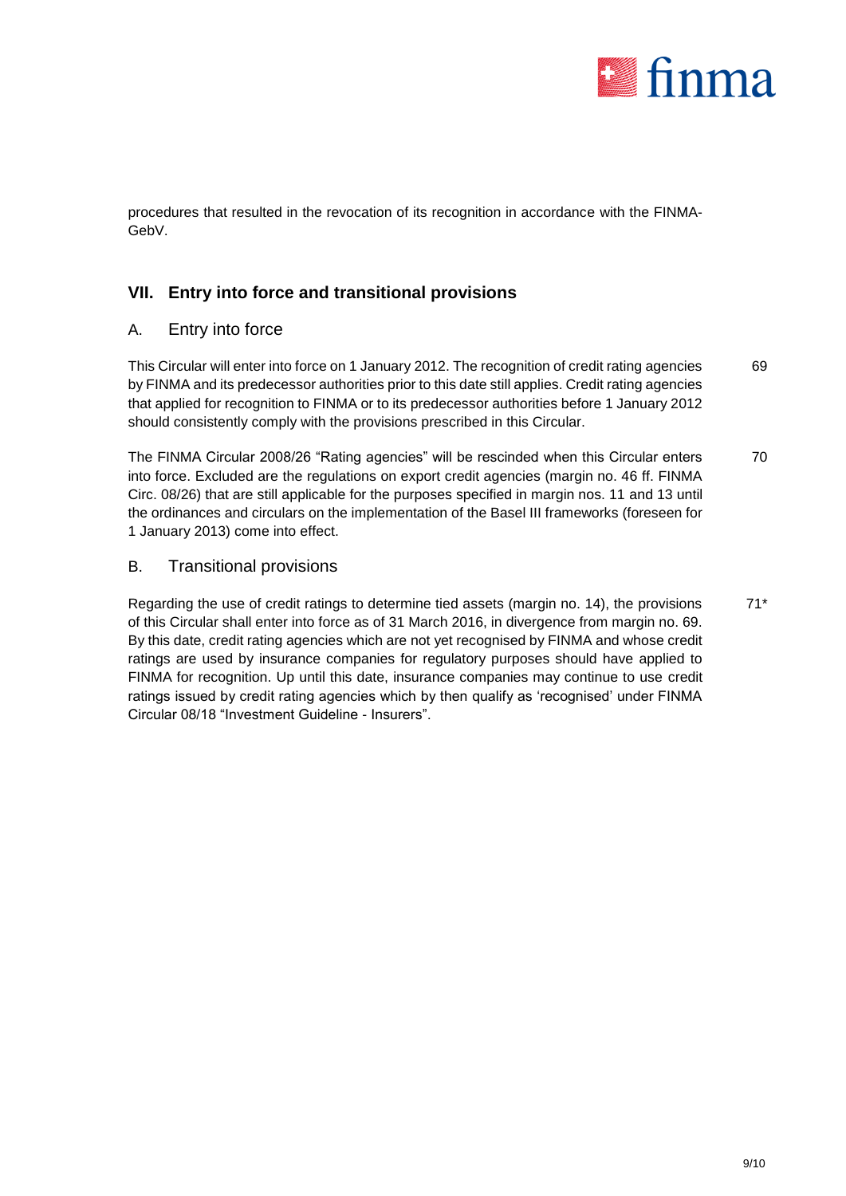procedures that resulted in the revocation of its recognition in accordance with the FINMA-GebV.

## VII. Entry into force and transitional provisions

### A. Entry into force

This Circular will enter into force on 1 January 2012. The recognition of credit rating agencies by FINMA and its predecessor authorities prior to this date still applies. Credit rating agencies that applied for recognition to FINMA or to its predecessor authorities before 1 January 2012 should consistently comply with the provisions prescribed in this Circular. 69

The FINMA Circular 2008/26 "Rating agencies" will be rescinded when this Circular enters into force. Excluded are the regulations on export credit agencies (margin no. 46 ff. FINMA Circ. 08/26) that are still applicable for the purposes specified in margin nos. 11 and 13 until the ordinances and circulars on the implementation of the Basel III frameworks (foreseen for 1 January 2013) come into effect. 70

### B. Transitional provisions

Regarding the use of credit ratings to determine tied assets (margin no. 14), the provisions of this Circular shall enter into force as of 31 March 2016, in divergence from margin no. 69. By this date, credit rating agencies which are not yet recognised by FINMA and whose credit ratings are used by insurance companies for regulatory purposes should have applied to FINMA for recognition. Up until this date, insurance companies may continue to use credit ratings issued by credit rating agencies which by then qualify as 'recognised' under FINMA Circular 08/18 "Investment Guideline - Insurers". 71*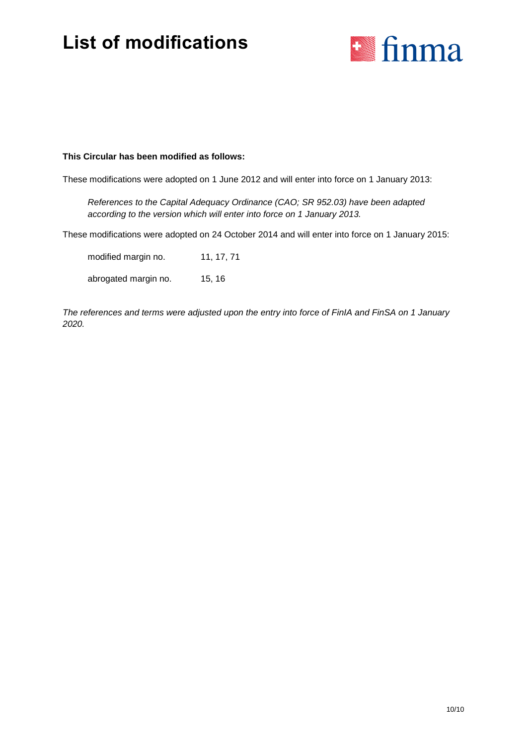# List of modifications

**This Circular has been modified as follows:**

These modifications were adopted on 1 June 2012 and will enter into force on 1 January 2013:

*References to the Capital Adequacy Ordinance (CAO; SR 952.03) have been adapted according to the version which will enter into force on 1 January 2013.*

These modifications were adopted on 24 October 2014 and will enter into force on 1 January 2015:

| | |
|---|---|
| modified margin no. | 11, 17, 71 |
| abrogated margin no. | 15, 16 |

*The references and terms were adjusted upon the entry into force of FinIA and FinSA on 1 January 2020.*